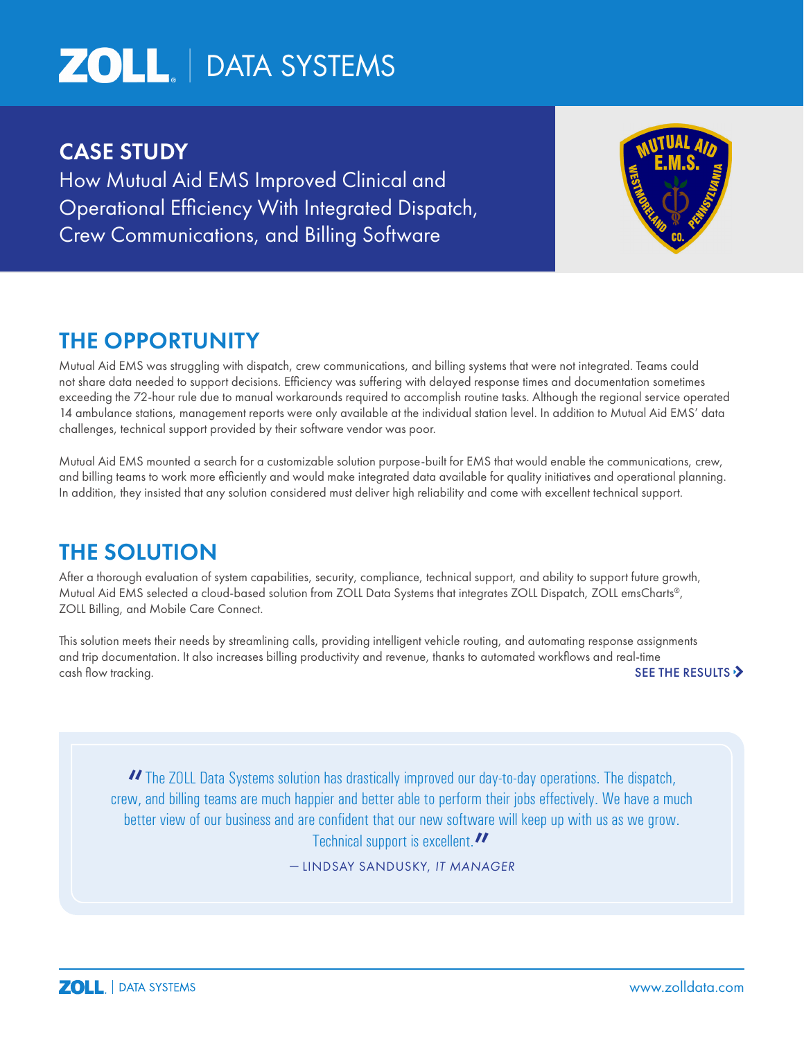ZOLL | DATA SYSTEMS

## CASE STUDY

How Mutual Aid EMS Improved Clinical and Operational Efficiency With Integrated Dispatch, Crew Communications, and Billing Software

## THE OPPORTUNITY

Mutual Aid EMS was struggling with dispatch, crew communications, and billing systems that were not integrated. Teams could not share data needed to support decisions. Efficiency was suffering with delayed response times and documentation sometimes exceeding the 72-hour rule due to manual workarounds required to accomplish routine tasks. Although the regional service operated 14 ambulance stations, management reports were only available at the individual station level. In addition to Mutual Aid EMS' data challenges, technical support provided by their software vendor was poor.

Mutual Aid EMS mounted a search for a customizable solution purpose-built for EMS that would enable the communications, crew, and billing teams to work more efficiently and would make integrated data available for quality initiatives and operational planning. In addition, they insisted that any solution considered must deliver high reliability and come with excellent technical support.

## THE SOLUTION

After a thorough evaluation of system capabilities, security, compliance, technical support, and ability to support future growth, Mutual Aid EMS selected a cloud-based solution from ZOLL Data Systems that integrates ZOLL Dispatch, ZOLL emsCharts®, ZOLL Billing, and Mobile Care Connect.

This solution meets their needs by streamlining calls, providing intelligent vehicle routing, and automating response assignments and trip documentation. It also increases billing productivity and revenue, thanks to automated workflows and real-time cash flow tracking.

SEE THE RESULTS ›

> "The ZOLL Data Systems solution has drastically improved our day-to-day operations. The dispatch, crew, and billing teams are much happier and better able to perform their jobs effectively. We have a much better view of our business and are confident that our new software will keep up with us as we grow. Technical support is excellent."
>
> — LINDSAY SANDUSKY, *IT MANAGER*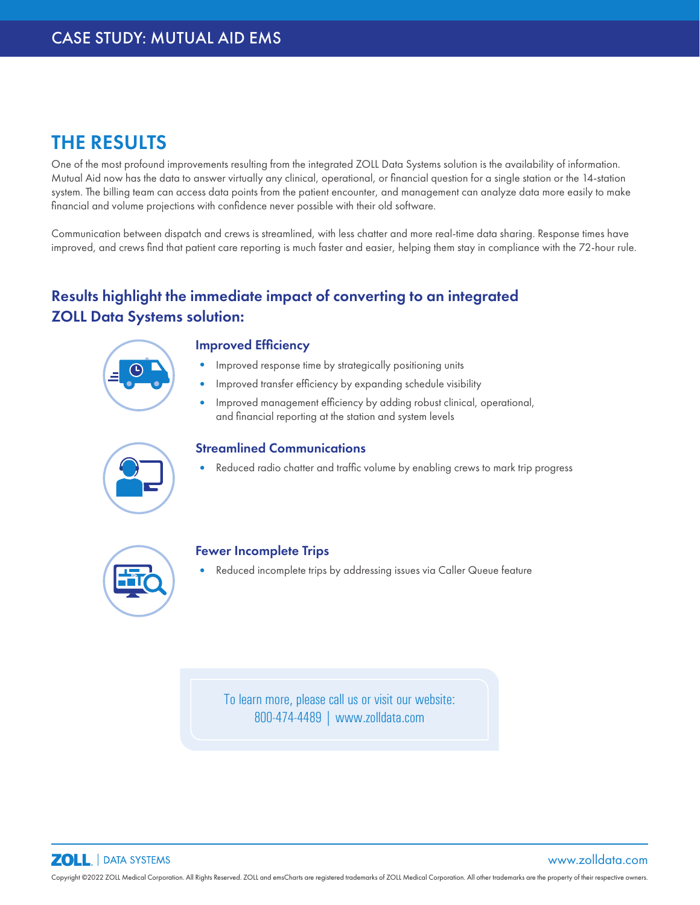## THE RESULTS

One of the most profound improvements resulting from the integrated ZOLL Data Systems solution is the availability of information. Mutual Aid now has the data to answer virtually any clinical, operational, or financial question for a single station or the 14-station system. The billing team can access data points from the patient encounter, and management can analyze data more easily to make financial and volume projections with confidence never possible with their old software.

Communication between dispatch and crews is streamlined, with less chatter and more real-time data sharing. Response times have improved, and crews find that patient care reporting is much faster and easier, helping them stay in compliance with the 72-hour rule.

### Results highlight the immediate impact of converting to an integrated ZOLL Data Systems solution:

#### Improved Efficiency

- Improved response time by strategically positioning units
- Improved transfer efficiency by expanding schedule visibility
- Improved management efficiency by adding robust clinical, operational, and financial reporting at the station and system levels

#### Streamlined Communications

- Reduced radio chatter and traffic volume by enabling crews to mark trip progress

#### Fewer Incomplete Trips

- Reduced incomplete trips by addressing issues via Caller Queue feature

To learn more, please call us or visit our website:
800-474-4489 | www.zolldata.com

ZOLL | DATA SYSTEMS

www.zolldata.com

Copyright ©2022 ZOLL Medical Corporation. All Rights Reserved. ZOLL and emsCharts are registered trademarks of ZOLL Medical Corporation. All other trademarks are the property of their respective owners.